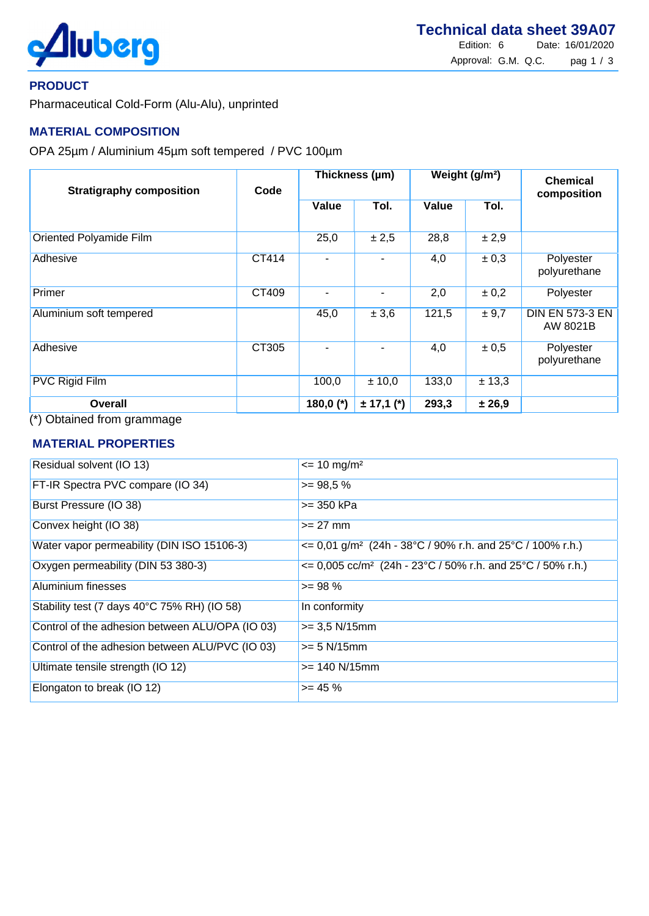Aluberg

# Technical data sheet 39A07

Edition: 6 Date: 16/01/2020

Approval: G.M. Q.C.

## PRODUCT

Pharmaceutical Cold-Form (Alu-Alu), unprinted

## MATERIAL COMPOSITION

OPA 25µm / Aluminium 45µm soft tempered / PVC 100µm

| Stratigraphy composition | Code | Thickness (µm) | | Weight (g/m²) | | Chemical composition |
|---|---|---|---|---|---|---|
| | | Value | Tol. | Value | Tol. | |
| Oriented Polyamide Film | | 25,0 | ± 2,5 | 28,8 | ± 2,9 | |
| Adhesive | CT414 | - | - | 4,0 | ± 0,3 | Polyester polyurethane |
| Primer | CT409 | - | - | 2,0 | ± 0,2 | Polyester |
| Aluminium soft tempered | | 45,0 | ± 3,6 | 121,5 | ± 9,7 | DIN EN 573-3 EN AW 8021B |
| Adhesive | CT305 | - | - | 4,0 | ± 0,5 | Polyester polyurethane |
| PVC Rigid Film | | 100,0 | ± 10,0 | 133,0 | ± 13,3 | |
| **Overall** | | **180,0 (*)** | **± 17,1 (*)** | **293,3** | **± 26,9** | |

(*) Obtained from grammage

## MATERIAL PROPERTIES

| Property | Value |
|---|---|
| Residual solvent (IO 13) | <= 10 mg/m² |
| FT-IR Spectra PVC compare (IO 34) | >= 98,5 % |
| Burst Pressure (IO 38) | >= 350 kPa |
| Convex height (IO 38) | >= 27 mm |
| Water vapor permeability (DIN ISO 15106-3) | <= 0,01 g/m² (24h - 38°C / 90% r.h. and 25°C / 100% r.h.) |
| Oxygen permeability (DIN 53 380-3) | <= 0,005 cc/m² (24h - 23°C / 50% r.h. and 25°C / 50% r.h.) |
| Aluminium finesses | >= 98 % |
| Stability test (7 days 40°C 75% RH) (IO 58) | In conformity |
| Control of the adhesion between ALU/OPA (IO 03) | >= 3,5 N/15mm |
| Control of the adhesion between ALU/PVC (IO 03) | >= 5 N/15mm |
| Ultimate tensile strength (IO 12) | >= 140 N/15mm |
| Elongaton to break (IO 12) | >= 45 % |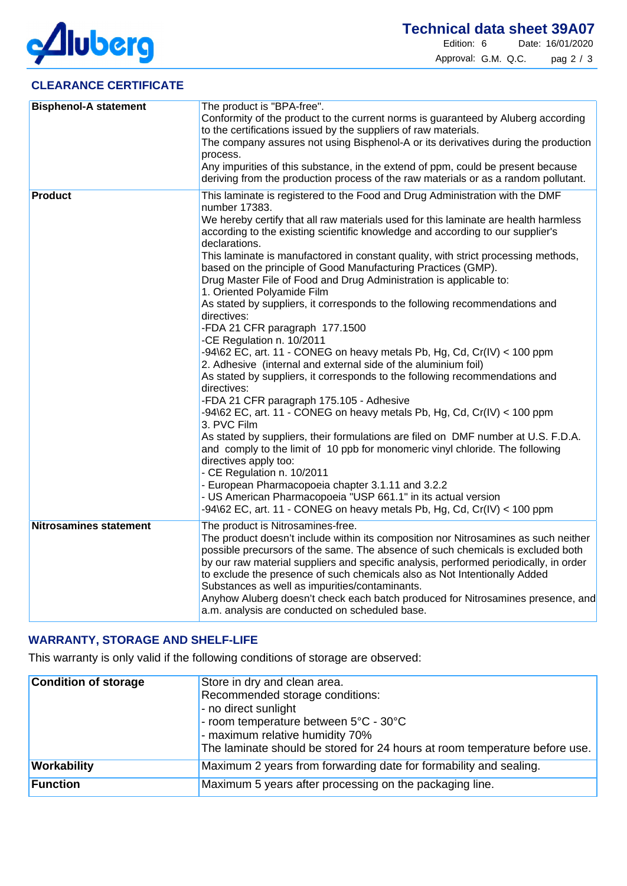## CLEARANCE CERTIFICATE

| | |
|---|---|
| **Bisphenol-A statement** | The product is "BPA-free".<br>Conformity of the product to the current norms is guaranteed by Aluberg according to the certifications issued by the suppliers of raw materials.<br>The company assures not using Bisphenol-A or its derivatives during the production process.<br>Any impurities of this substance, in the extend of ppm, could be present because deriving from the production process of the raw materials or as a random pollutant. |
| **Product** | This laminate is registered to the Food and Drug Administration with the DMF number 17383.<br>We hereby certify that all raw materials used for this laminate are health harmless according to the existing scientific knowledge and according to our supplier's declarations.<br>This laminate is manufactored in constant quality, with strict processing methods, based on the principle of Good Manufacturing Practices (GMP).<br>Drug Master File of Food and Drug Administration is applicable to:<br>1. Oriented Polyamide Film<br>As stated by suppliers, it corresponds to the following recommendations and directives:<br>-FDA 21 CFR paragraph 177.1500<br>-CE Regulation n. 10/2011<br>-94\62 EC, art. 11 - CONEG on heavy metals Pb, Hg, Cd, Cr(IV) < 100 ppm<br>2. Adhesive (internal and external side of the aluminium foil)<br>As stated by suppliers, it corresponds to the following recommendations and directives:<br>-FDA 21 CFR paragraph 175.105 - Adhesive<br>-94\62 EC, art. 11 - CONEG on heavy metals Pb, Hg, Cd, Cr(IV) < 100 ppm<br>3. PVC Film<br>As stated by suppliers, their formulations are filed on DMF number at U.S. F.D.A. and comply to the limit of 10 ppb for monomeric vinyl chloride. The following directives apply too:<br>- CE Regulation n. 10/2011<br>- European Pharmacopoeia chapter 3.1.11 and 3.2.2<br>- US American Pharmacopoeia "USP 661.1" in its actual version<br>-94\62 EC, art. 11 - CONEG on heavy metals Pb, Hg, Cd, Cr(IV) < 100 ppm |
| **Nitrosamines statement** | The product is Nitrosamines-free.<br>The product doesn't include within its composition nor Nitrosamines as such neither possible precursors of the same. The absence of such chemicals is excluded both by our raw material suppliers and specific analysis, performed periodically, in order to exclude the presence of such chemicals also as Not Intentionally Added Substances as well as impurities/contaminants.<br>Anyhow Aluberg doesn't check each batch produced for Nitrosamines presence, and a.m. analysis are conducted on scheduled base. |

## WARRANTY, STORAGE AND SHELF-LIFE

This warranty is only valid if the following conditions of storage are observed:

| | |
|---|---|
| **Condition of storage** | Store in dry and clean area.<br>Recommended storage conditions:<br>- no direct sunlight<br>- room temperature between 5°C - 30°C<br>- maximum relative humidity 70%<br>The laminate should be stored for 24 hours at room temperature before use. |
| **Workability** | Maximum 2 years from forwarding date for formability and sealing. |
| **Function** | Maximum 5 years after processing on the packaging line. |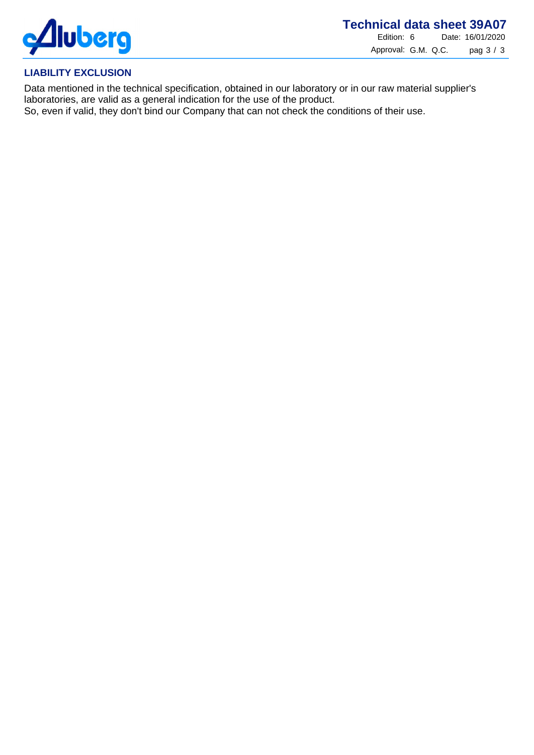## LIABILITY EXCLUSION

Data mentioned in the technical specification, obtained in our laboratory or in our raw material supplier's laboratories, are valid as a general indication for the use of the product.
So, even if valid, they don't bind our Company that can not check the conditions of their use.